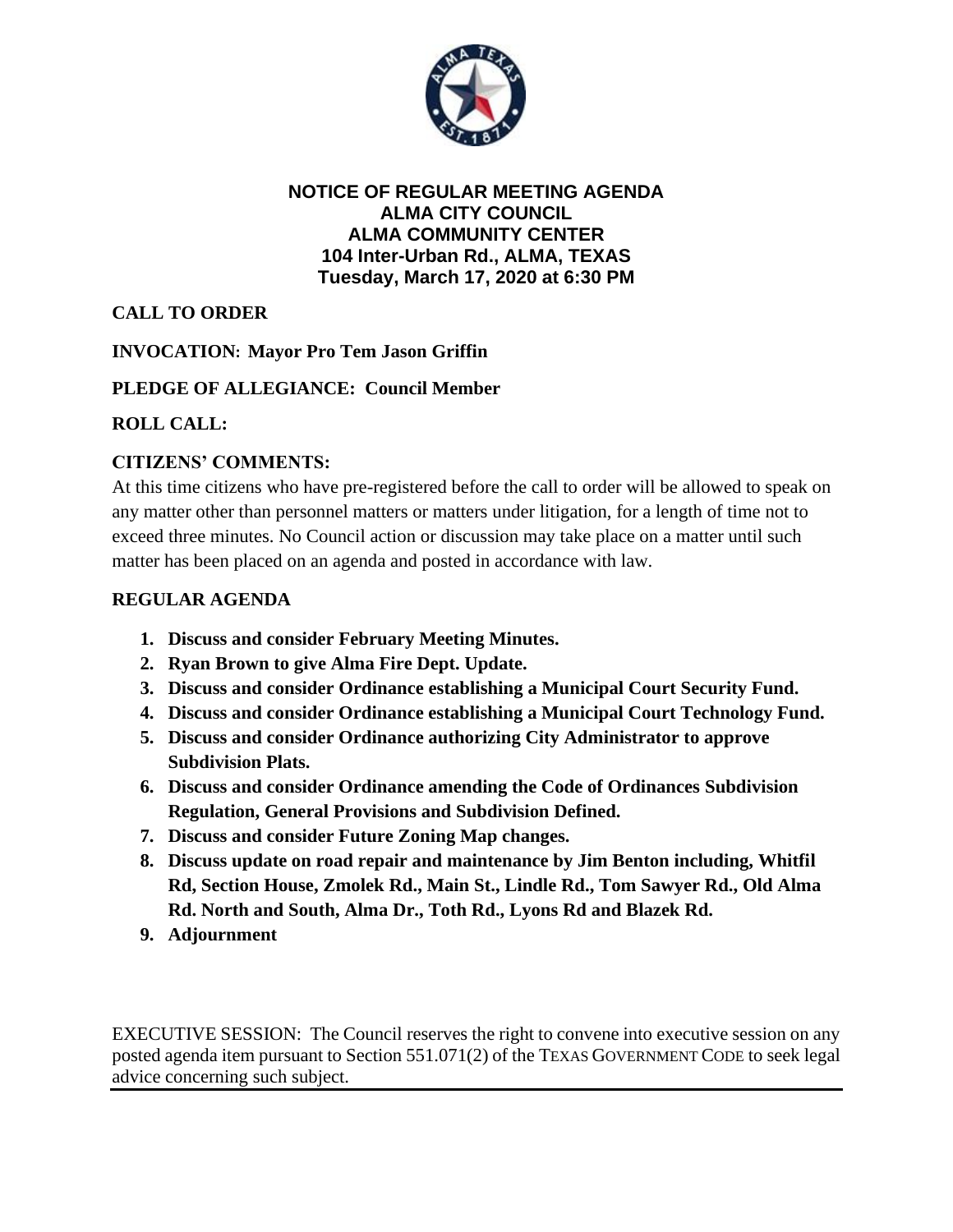# NOTICE OF REGULAR MEETING AGENDA
# ALMA CITY COUNCIL
# ALMA COMMUNITY CENTER
# 104 Inter-Urban Rd., ALMA, TEXAS
# Tuesday, March 17, 2020 at 6:30 PM

**CALL TO ORDER**

**INVOCATION: Mayor Pro Tem Jason Griffin**

**PLEDGE OF ALLEGIANCE: Council Member**

**ROLL CALL:**

**CITIZENS' COMMENTS:**

At this time citizens who have pre-registered before the call to order will be allowed to speak on any matter other than personnel matters or matters under litigation, for a length of time not to exceed three minutes. No Council action or discussion may take place on a matter until such matter has been placed on an agenda and posted in accordance with law.

**REGULAR AGENDA**

1. **Discuss and consider February Meeting Minutes.**
2. **Ryan Brown to give Alma Fire Dept. Update.**
3. **Discuss and consider Ordinance establishing a Municipal Court Security Fund.**
4. **Discuss and consider Ordinance establishing a Municipal Court Technology Fund.**
5. **Discuss and consider Ordinance authorizing City Administrator to approve Subdivision Plats.**
6. **Discuss and consider Ordinance amending the Code of Ordinances Subdivision Regulation, General Provisions and Subdivision Defined.**
7. **Discuss and consider Future Zoning Map changes.**
8. **Discuss update on road repair and maintenance by Jim Benton including, Whitfil Rd, Section House, Zmolek Rd., Main St., Lindle Rd., Tom Sawyer Rd., Old Alma Rd. North and South, Alma Dr., Toth Rd., Lyons Rd and Blazek Rd.**
9. **Adjournment**

EXECUTIVE SESSION: The Council reserves the right to convene into executive session on any posted agenda item pursuant to Section 551.071(2) of the TEXAS GOVERNMENT CODE to seek legal advice concerning such subject.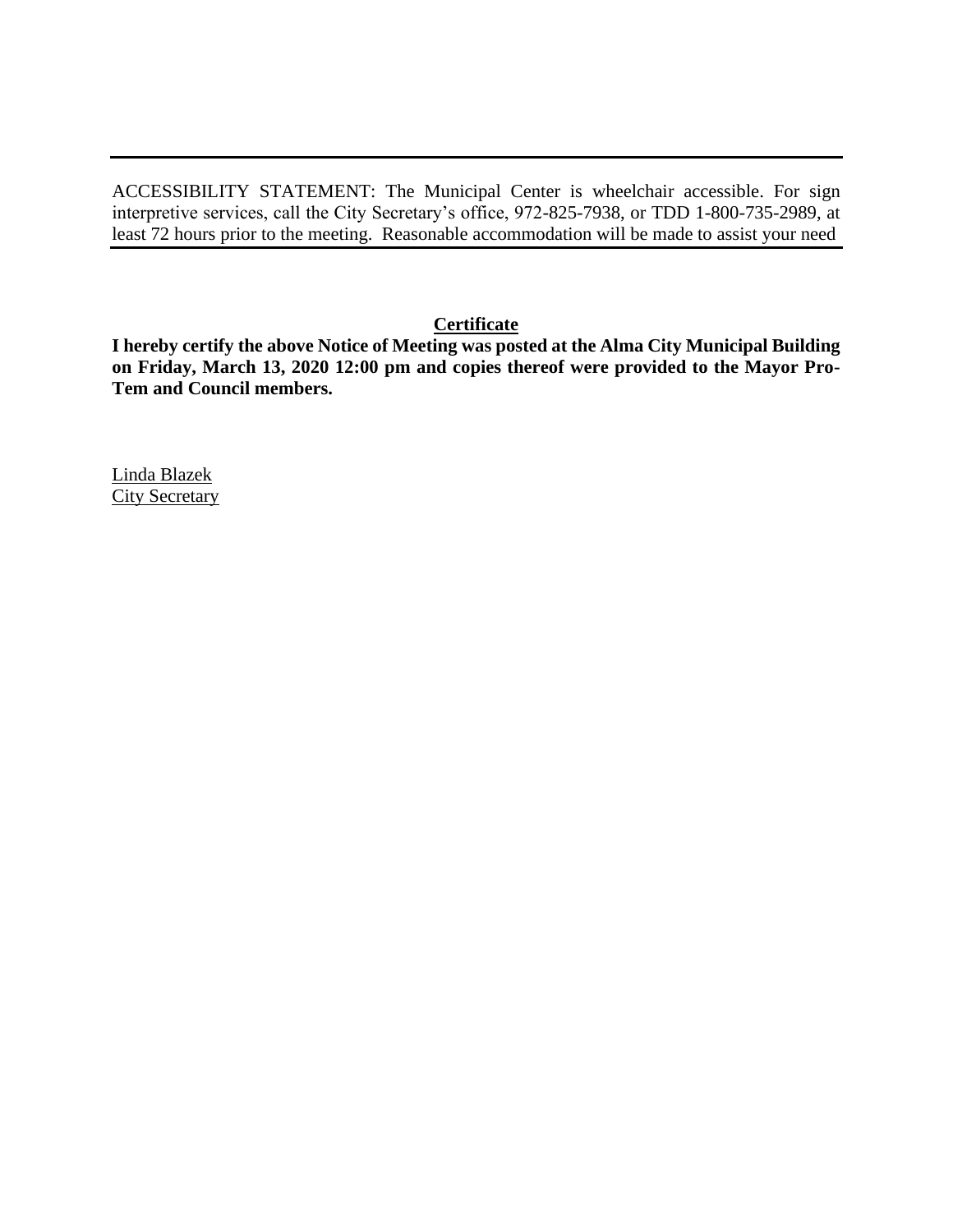---

ACCESSIBILITY STATEMENT: The Municipal Center is wheelchair accessible. For sign interpretive services, call the City Secretary's office, 972-825-7938, or TDD 1-800-735-2989, at least 72 hours prior to the meeting. Reasonable accommodation will be made to assist your need

---

**Certificate**

**I hereby certify the above Notice of Meeting was posted at the Alma City Municipal Building on Friday, March 13, 2020 12:00 pm and copies thereof were provided to the Mayor Pro-Tem and Council members.**

Linda Blazek
City Secretary